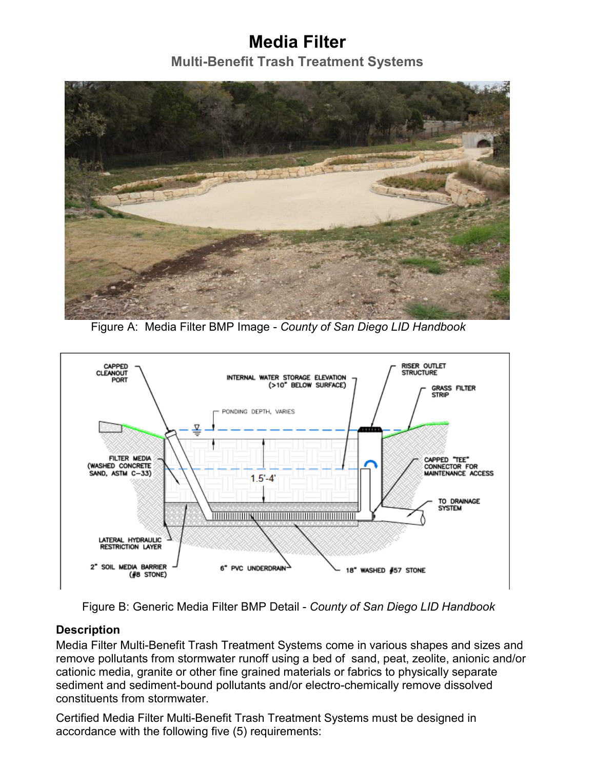# Media Filter

## Multi-Benefit Trash Treatment Systems

Figure A: Media Filter BMP Image - *County of San Diego LID Handbook*

Figure B: Generic Media Filter BMP Detail - *County of San Diego LID Handbook*

### Description

Media Filter Multi-Benefit Trash Treatment Systems come in various shapes and sizes and remove pollutants from stormwater runoff using a bed of sand, peat, zeolite, anionic and/or cationic media, granite or other fine grained materials or fabrics to physically separate sediment and sediment-bound pollutants and/or electro-chemically remove dissolved constituents from stormwater.

Certified Media Filter Multi-Benefit Trash Treatment Systems must be designed in accordance with the following five (5) requirements: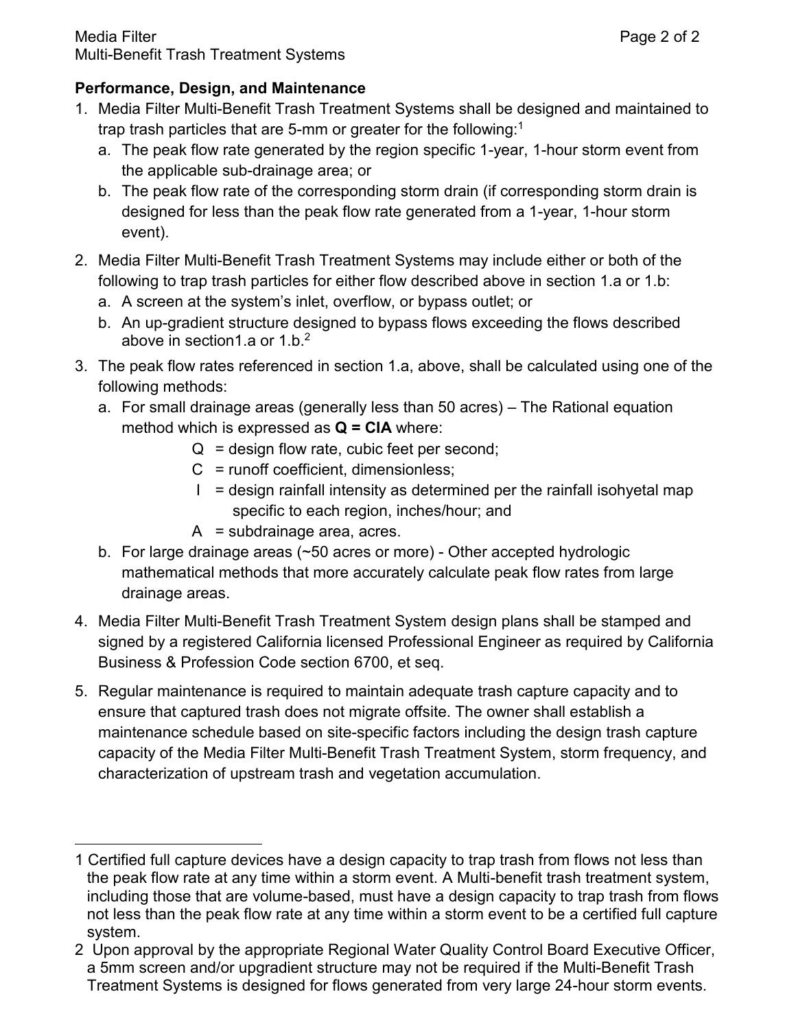**Performance, Design, and Maintenance**

1. Media Filter Multi-Benefit Trash Treatment Systems shall be designed and maintained to trap trash particles that are 5-mm or greater for the following:[1]
   a. The peak flow rate generated by the region specific 1-year, 1-hour storm event from the applicable sub-drainage area; or
   b. The peak flow rate of the corresponding storm drain (if corresponding storm drain is designed for less than the peak flow rate generated from a 1-year, 1-hour storm event).

2. Media Filter Multi-Benefit Trash Treatment Systems may include either or both of the following to trap trash particles for either flow described above in section 1.a or 1.b:
   a. A screen at the system's inlet, overflow, or bypass outlet; or
   b. An up-gradient structure designed to bypass flows exceeding the flows described above in section1.a or 1.b.[2]

3. The peak flow rates referenced in section 1.a, above, shall be calculated using one of the following methods:
   a. For small drainage areas (generally less than 50 acres) – The Rational equation method which is expressed as **$Q = CIA$** where:

      $Q$ = design flow rate, cubic feet per second;
      $C$ = runoff coefficient, dimensionless;
      $I$ = design rainfall intensity as determined per the rainfall isohyetal map specific to each region, inches/hour; and
      $A$ = subdrainage area, acres.

   b. For large drainage areas (~50 acres or more) - Other accepted hydrologic mathematical methods that more accurately calculate peak flow rates from large drainage areas.

4. Media Filter Multi-Benefit Trash Treatment System design plans shall be stamped and signed by a registered California licensed Professional Engineer as required by California Business & Profession Code section 6700, et seq.

5. Regular maintenance is required to maintain adequate trash capture capacity and to ensure that captured trash does not migrate offsite. The owner shall establish a maintenance schedule based on site-specific factors including the design trash capture capacity of the Media Filter Multi-Benefit Trash Treatment System, storm frequency, and characterization of upstream trash and vegetation accumulation.

---

1 Certified full capture devices have a design capacity to trap trash from flows not less than the peak flow rate at any time within a storm event. A Multi-benefit trash treatment system, including those that are volume-based, must have a design capacity to trap trash from flows not less than the peak flow rate at any time within a storm event to be a certified full capture system.

2 Upon approval by the appropriate Regional Water Quality Control Board Executive Officer, a 5mm screen and/or upgradient structure may not be required if the Multi-Benefit Trash Treatment Systems is designed for flows generated from very large 24-hour storm events.